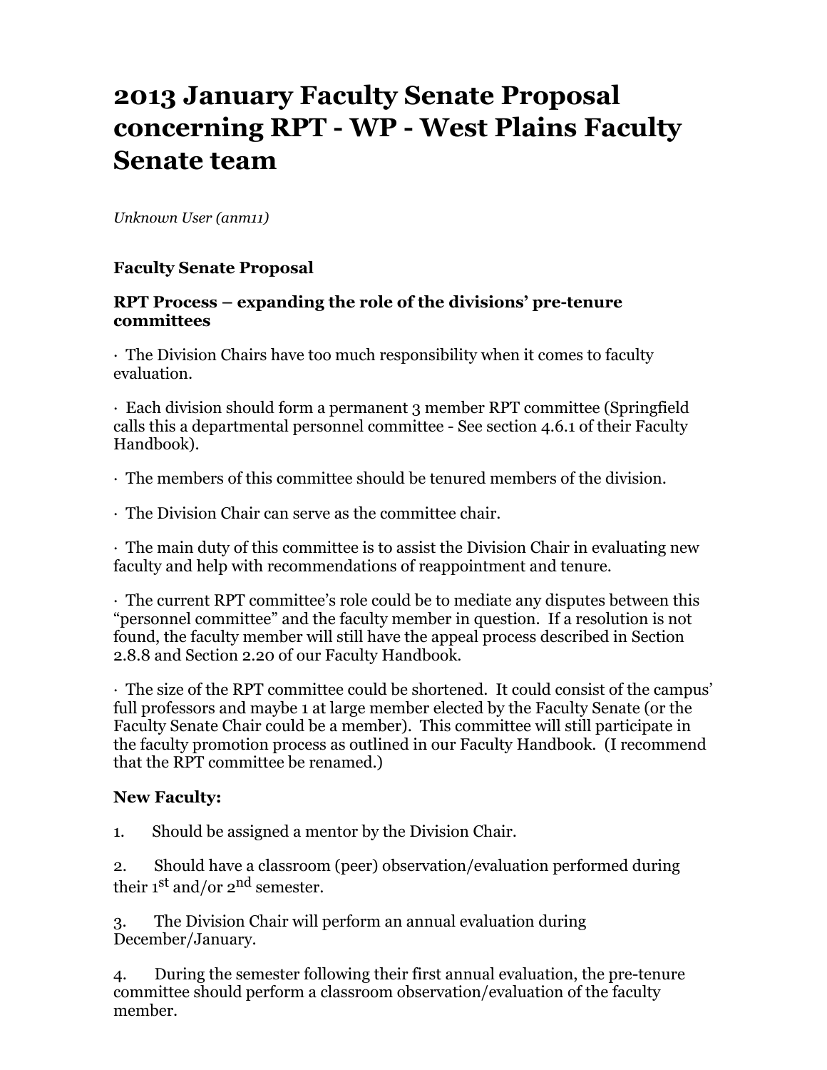# 2013 January Faculty Senate Proposal concerning RPT - WP - West Plains Faculty Senate team

*Unknown User (anm11)*

**Faculty Senate Proposal**

**RPT Process – expanding the role of the divisions' pre-tenure committees**

· The Division Chairs have too much responsibility when it comes to faculty evaluation.

· Each division should form a permanent 3 member RPT committee (Springfield calls this a departmental personnel committee - See section 4.6.1 of their Faculty Handbook).

· The members of this committee should be tenured members of the division.

· The Division Chair can serve as the committee chair.

· The main duty of this committee is to assist the Division Chair in evaluating new faculty and help with recommendations of reappointment and tenure.

· The current RPT committee's role could be to mediate any disputes between this "personnel committee" and the faculty member in question. If a resolution is not found, the faculty member will still have the appeal process described in Section 2.8.8 and Section 2.20 of our Faculty Handbook.

· The size of the RPT committee could be shortened. It could consist of the campus' full professors and maybe 1 at large member elected by the Faculty Senate (or the Faculty Senate Chair could be a member). This committee will still participate in the faculty promotion process as outlined in our Faculty Handbook. (I recommend that the RPT committee be renamed.)

**New Faculty:**

1. Should be assigned a mentor by the Division Chair.

2. Should have a classroom (peer) observation/evaluation performed during their 1st and/or 2nd semester.

3. The Division Chair will perform an annual evaluation during December/January.

4. During the semester following their first annual evaluation, the pre-tenure committee should perform a classroom observation/evaluation of the faculty member.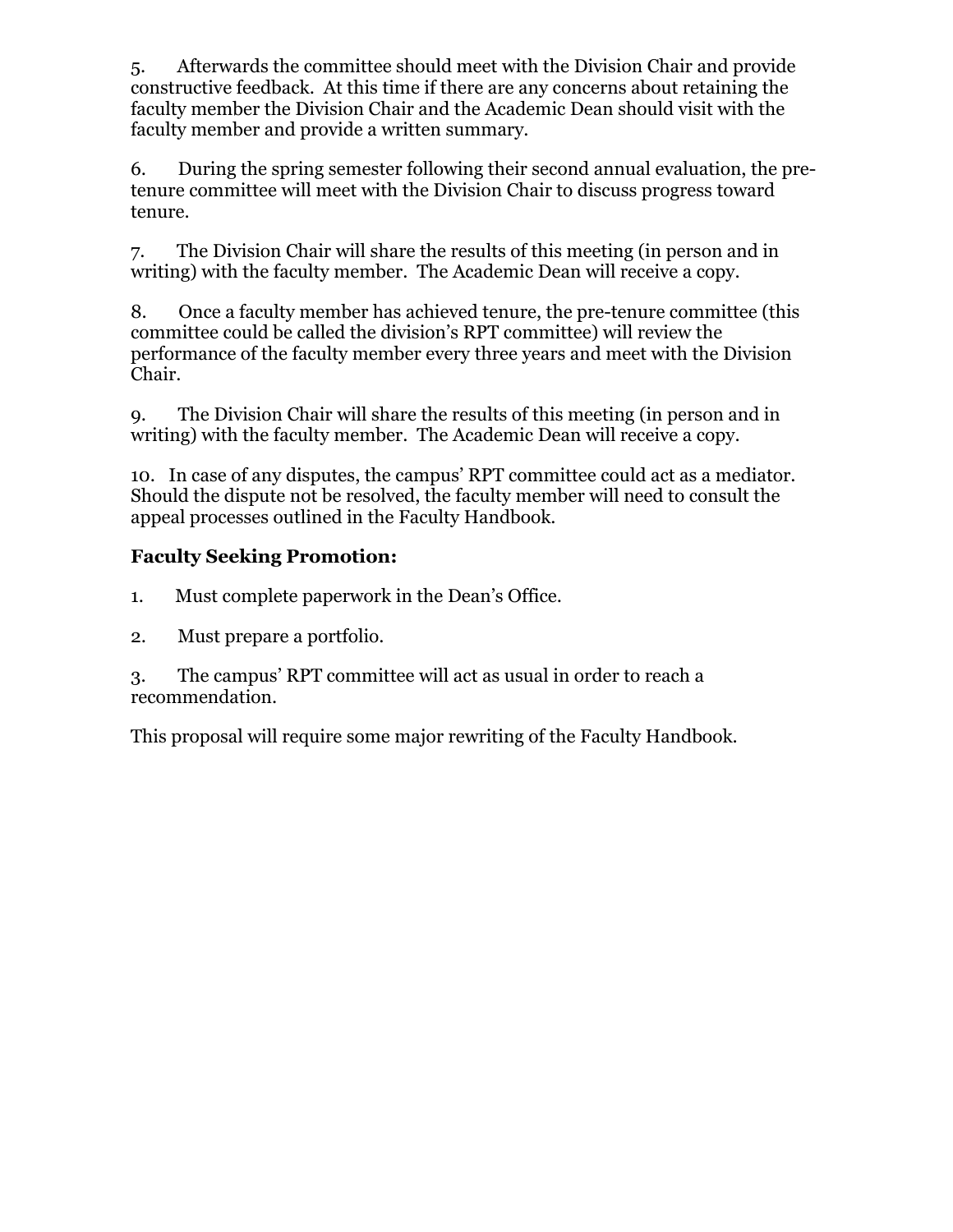5. Afterwards the committee should meet with the Division Chair and provide constructive feedback. At this time if there are any concerns about retaining the faculty member the Division Chair and the Academic Dean should visit with the faculty member and provide a written summary.

6. During the spring semester following their second annual evaluation, the pre-tenure committee will meet with the Division Chair to discuss progress toward tenure.

7. The Division Chair will share the results of this meeting (in person and in writing) with the faculty member. The Academic Dean will receive a copy.

8. Once a faculty member has achieved tenure, the pre-tenure committee (this committee could be called the division's RPT committee) will review the performance of the faculty member every three years and meet with the Division Chair.

9. The Division Chair will share the results of this meeting (in person and in writing) with the faculty member. The Academic Dean will receive a copy.

10. In case of any disputes, the campus' RPT committee could act as a mediator. Should the dispute not be resolved, the faculty member will need to consult the appeal processes outlined in the Faculty Handbook.

**Faculty Seeking Promotion:**

1. Must complete paperwork in the Dean's Office.

2. Must prepare a portfolio.

3. The campus' RPT committee will act as usual in order to reach a recommendation.

This proposal will require some major rewriting of the Faculty Handbook.